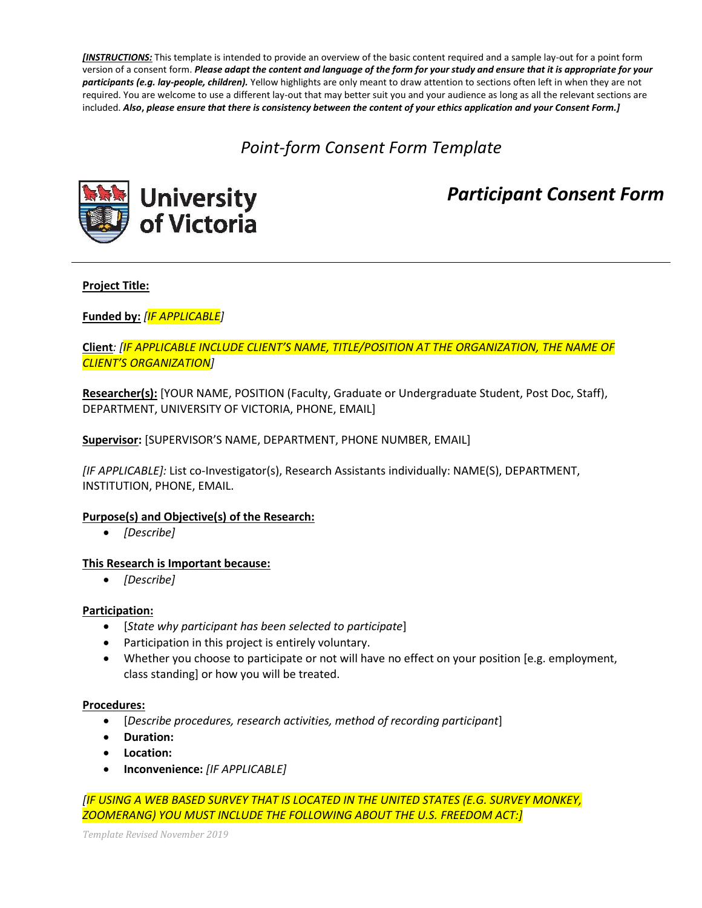***[INSTRUCTIONS:*** This template is intended to provide an overview of the basic content required and a sample lay-out for a point form version of a consent form. ***Please adapt the content and language of the form for your study and ensure that it is appropriate for your participants (e.g. lay-people, children).*** Yellow highlights are only meant to draw attention to sections often left in when they are not required. You are welcome to use a different lay-out that may better suit you and your audience as long as all the relevant sections are included. ***Also, please ensure that there is consistency between the content of your ethics application and your Consent Form.]***

# *Point-form Consent Form Template*

University of Victoria

## ***Participant Consent Form***

---

**Project Title:**

**Funded by:** *[IF APPLICABLE]*

**Client***: [IF APPLICABLE INCLUDE CLIENT'S NAME, TITLE/POSITION AT THE ORGANIZATION, THE NAME OF CLIENT'S ORGANIZATION]*

**Researcher(s):** [YOUR NAME, POSITION (Faculty, Graduate or Undergraduate Student, Post Doc, Staff), DEPARTMENT, UNIVERSITY OF VICTORIA, PHONE, EMAIL]

**Supervisor:** [SUPERVISOR'S NAME, DEPARTMENT, PHONE NUMBER, EMAIL]

*[IF APPLICABLE]:* List co-Investigator(s), Research Assistants individually: NAME(S), DEPARTMENT, INSTITUTION, PHONE, EMAIL.

**Purpose(s) and Objective(s) of the Research:**

- *[Describe]*

**This Research is Important because:**

- *[Describe]*

**Participation:**

- [*State why participant has been selected to participate*]
- Participation in this project is entirely voluntary.
- Whether you choose to participate or not will have no effect on your position [e.g. employment, class standing] or how you will be treated.

**Procedures:**

- [*Describe procedures, research activities, method of recording participant*]
- **Duration:**
- **Location:**
- **Inconvenience:** *[IF APPLICABLE]*

*[IF USING A WEB BASED SURVEY THAT IS LOCATED IN THE UNITED STATES (E.G. SURVEY MONKEY, ZOOMERANG) YOU MUST INCLUDE THE FOLLOWING ABOUT THE U.S. FREEDOM ACT:]*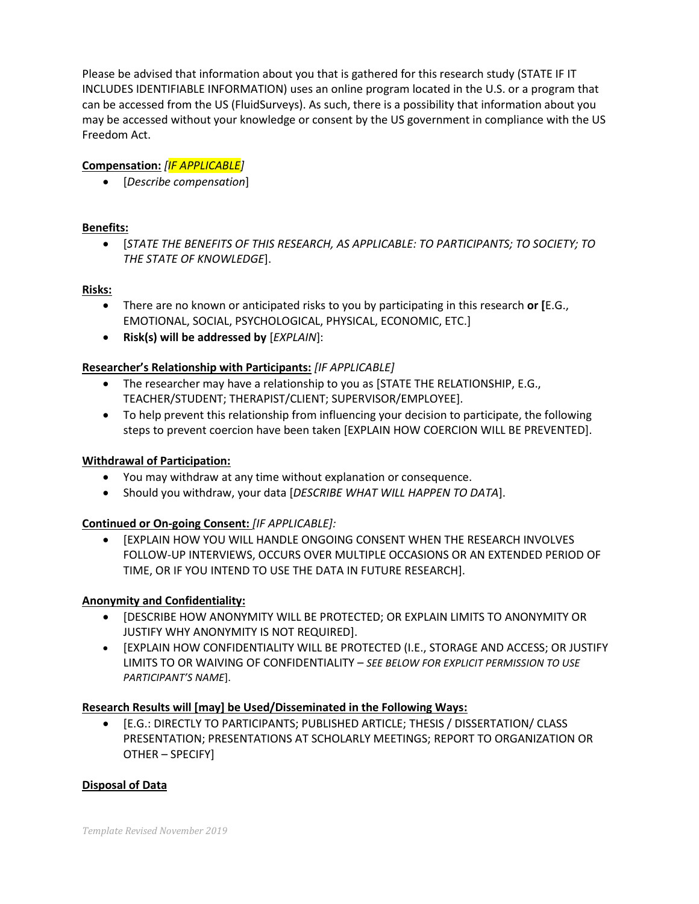Please be advised that information about you that is gathered for this research study (STATE IF IT INCLUDES IDENTIFIABLE INFORMATION) uses an online program located in the U.S. or a program that can be accessed from the US (FluidSurveys). As such, there is a possibility that information about you may be accessed without your knowledge or consent by the US government in compliance with the US Freedom Act.

**Compensation:** *[IF APPLICABLE]*

- [*Describe compensation*]

**Benefits:**

- [*STATE THE BENEFITS OF THIS RESEARCH, AS APPLICABLE: TO PARTICIPANTS; TO SOCIETY; TO THE STATE OF KNOWLEDGE*].

**Risks:**

- There are no known or anticipated risks to you by participating in this research **or [**E.G., EMOTIONAL, SOCIAL, PSYCHOLOGICAL, PHYSICAL, ECONOMIC, ETC.]
- **Risk(s) will be addressed by** [*EXPLAIN*]:

**Researcher's Relationship with Participants:** *[IF APPLICABLE]*

- The researcher may have a relationship to you as [STATE THE RELATIONSHIP, E.G., TEACHER/STUDENT; THERAPIST/CLIENT; SUPERVISOR/EMPLOYEE].
- To help prevent this relationship from influencing your decision to participate, the following steps to prevent coercion have been taken [EXPLAIN HOW COERCION WILL BE PREVENTED].

**Withdrawal of Participation:**

- You may withdraw at any time without explanation or consequence.
- Should you withdraw, your data [*DESCRIBE WHAT WILL HAPPEN TO DATA*].

**Continued or On-going Consent:** *[IF APPLICABLE]:*

- [EXPLAIN HOW YOU WILL HANDLE ONGOING CONSENT WHEN THE RESEARCH INVOLVES FOLLOW-UP INTERVIEWS, OCCURS OVER MULTIPLE OCCASIONS OR AN EXTENDED PERIOD OF TIME, OR IF YOU INTEND TO USE THE DATA IN FUTURE RESEARCH].

**Anonymity and Confidentiality:**

- [DESCRIBE HOW ANONYMITY WILL BE PROTECTED; OR EXPLAIN LIMITS TO ANONYMITY OR JUSTIFY WHY ANONYMITY IS NOT REQUIRED].
- [EXPLAIN HOW CONFIDENTIALITY WILL BE PROTECTED (I.E., STORAGE AND ACCESS; OR JUSTIFY LIMITS TO OR WAIVING OF CONFIDENTIALITY – *SEE BELOW FOR EXPLICIT PERMISSION TO USE PARTICIPANT'S NAME*].

**Research Results will [may] be Used/Disseminated in the Following Ways:**

- [E.G.: DIRECTLY TO PARTICIPANTS; PUBLISHED ARTICLE; THESIS / DISSERTATION/ CLASS PRESENTATION; PRESENTATIONS AT SCHOLARLY MEETINGS; REPORT TO ORGANIZATION OR OTHER – SPECIFY]

**Disposal of Data**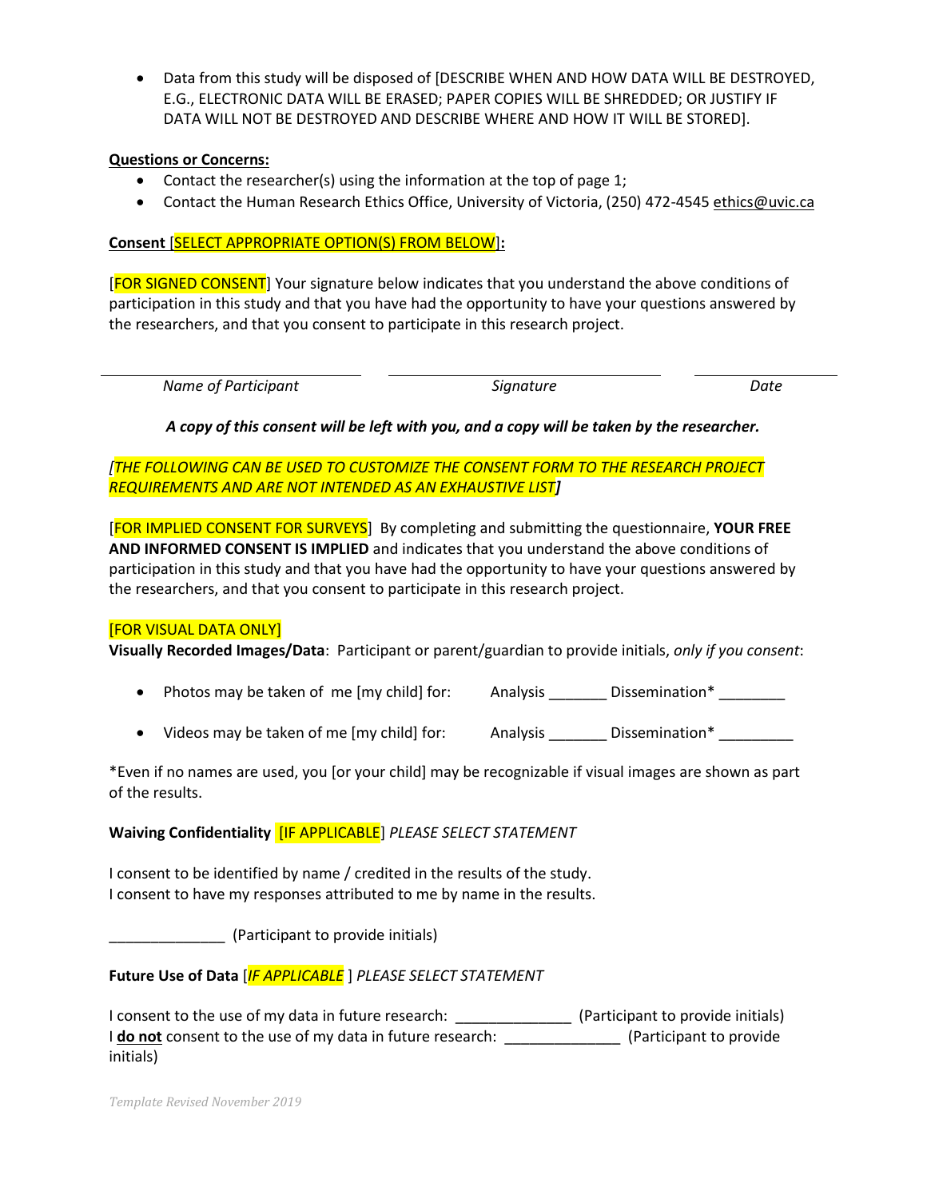- Data from this study will be disposed of [DESCRIBE WHEN AND HOW DATA WILL BE DESTROYED, E.G., ELECTRONIC DATA WILL BE ERASED; PAPER COPIES WILL BE SHREDDED; OR JUSTIFY IF DATA WILL NOT BE DESTROYED AND DESCRIBE WHERE AND HOW IT WILL BE STORED].

**Questions or Concerns:**

- Contact the researcher(s) using the information at the top of page 1;
- Contact the Human Research Ethics Office, University of Victoria, (250) 472-4545 ethics@uvic.ca

**Consent** [SELECT APPROPRIATE OPTION(S) FROM BELOW]**:**

[FOR SIGNED CONSENT] Your signature below indicates that you understand the above conditions of participation in this study and that you have had the opportunity to have your questions answered by the researchers, and that you consent to participate in this research project.

| ____________________ | ____________________ | ____________________ |
|---|---|---|
| *Name of Participant* | *Signature* | *Date* |

***A copy of this consent will be left with you, and a copy will be taken by the researcher.***

*[THE FOLLOWING CAN BE USED TO CUSTOMIZE THE CONSENT FORM TO THE RESEARCH PROJECT REQUIREMENTS AND ARE NOT INTENDED AS AN EXHAUSTIVE LIST]*

[FOR IMPLIED CONSENT FOR SURVEYS] By completing and submitting the questionnaire, **YOUR FREE AND INFORMED CONSENT IS IMPLIED** and indicates that you understand the above conditions of participation in this study and that you have had the opportunity to have your questions answered by the researchers, and that you consent to participate in this research project.

[FOR VISUAL DATA ONLY]

**Visually Recorded Images/Data**: Participant or parent/guardian to provide initials, *only if you consent*:

- Photos may be taken of me [my child] for: Analysis _______ Dissemination* ________
- Videos may be taken of me [my child] for: Analysis _______ Dissemination* _________

*Even if no names are used, you [or your child] may be recognizable if visual images are shown as part of the results.

**Waiving Confidentiality** [IF APPLICABLE] *PLEASE SELECT STATEMENT*

I consent to be identified by name / credited in the results of the study.
I consent to have my responses attributed to me by name in the results.

______________ (Participant to provide initials)

**Future Use of Data** [*IF APPLICABLE* ] *PLEASE SELECT STATEMENT*

I consent to the use of my data in future research: ______________ (Participant to provide initials)
I **do not** consent to the use of my data in future research: ______________ (Participant to provide initials)

*Template Revised November 2019*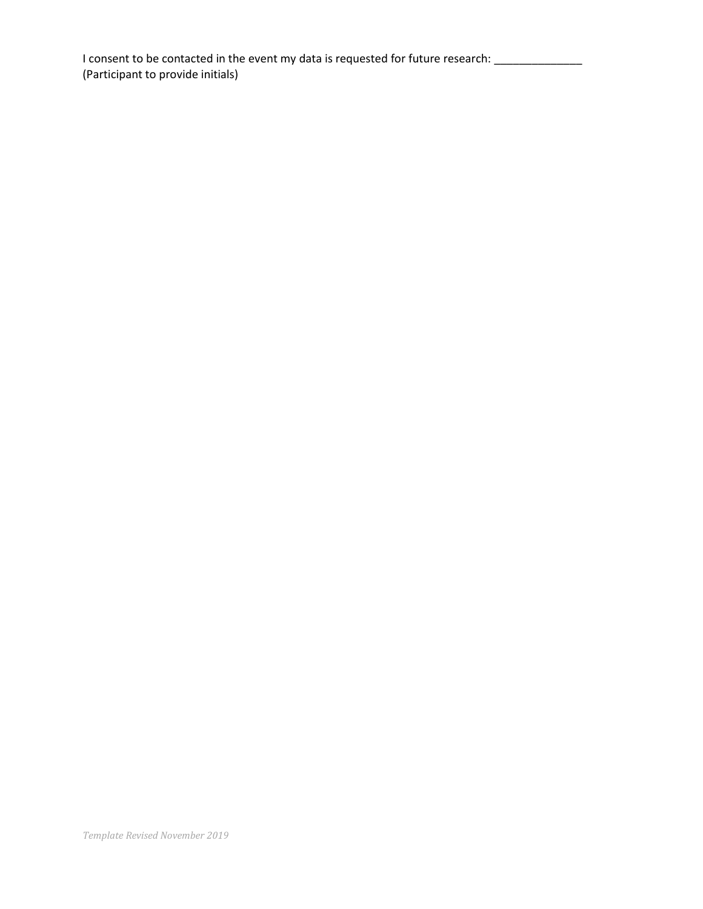I consent to be contacted in the event my data is requested for future research: ______________
(Participant to provide initials)